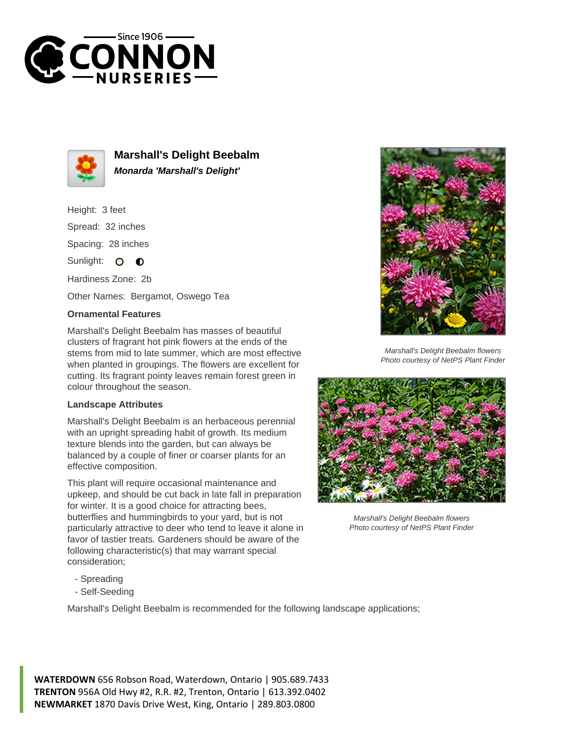# Marshall's Delight Beebalm

***Monarda 'Marshall's Delight'***

Height: 3 feet

Spread: 32 inches

Spacing: 28 inches

Sunlight:

Hardiness Zone: 2b

Other Names: Bergamot, Oswego Tea

### Ornamental Features

Marshall's Delight Beebalm has masses of beautiful clusters of fragrant hot pink flowers at the ends of the stems from mid to late summer, which are most effective when planted in groupings. The flowers are excellent for cutting. Its fragrant pointy leaves remain forest green in colour throughout the season.

### Landscape Attributes

Marshall's Delight Beebalm is an herbaceous perennial with an upright spreading habit of growth. Its medium texture blends into the garden, but can always be balanced by a couple of finer or coarser plants for an effective composition.

This plant will require occasional maintenance and upkeep, and should be cut back in late fall in preparation for winter. It is a good choice for attracting bees, butterflies and hummingbirds to your yard, but is not particularly attractive to deer who tend to leave it alone in favor of tastier treats. Gardeners should be aware of the following characteristic(s) that may warrant special consideration;

- Spreading
- Self-Seeding

Marshall's Delight Beebalm is recommended for the following landscape applications;

*Marshall's Delight Beebalm flowers*
*Photo courtesy of NetPS Plant Finder*

*Marshall's Delight Beebalm flowers*
*Photo courtesy of NetPS Plant Finder*

**WATERDOWN** 656 Robson Road, Waterdown, Ontario | 905.689.7433
**TRENTON** 956A Old Hwy #2, R.R. #2, Trenton, Ontario | 613.392.0402
**NEWMARKET** 1870 Davis Drive West, King, Ontario | 289.803.0800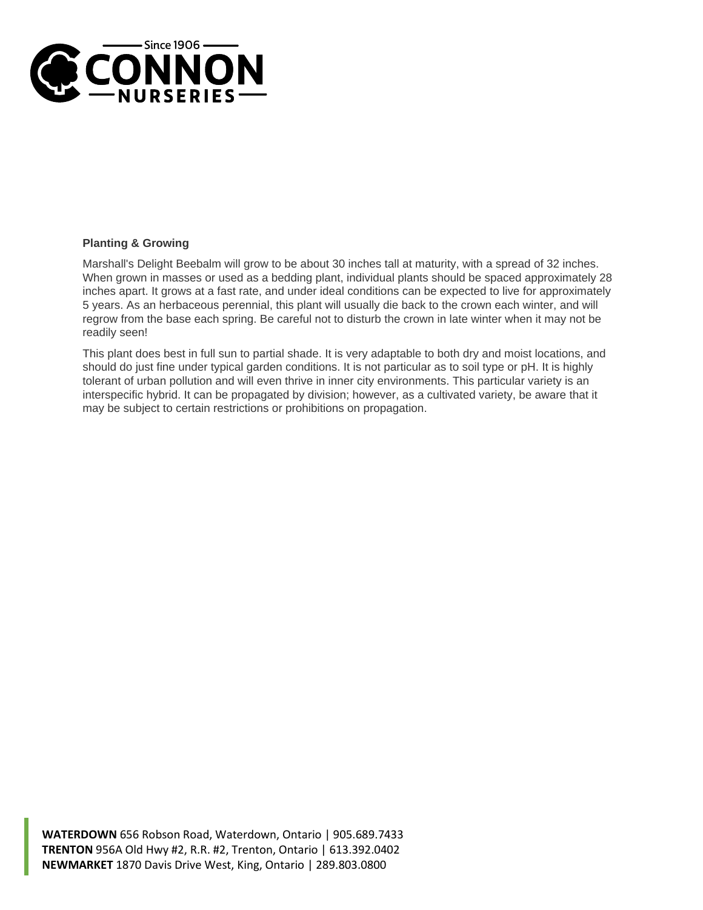**Planting & Growing**

Marshall's Delight Beebalm will grow to be about 30 inches tall at maturity, with a spread of 32 inches. When grown in masses or used as a bedding plant, individual plants should be spaced approximately 28 inches apart. It grows at a fast rate, and under ideal conditions can be expected to live for approximately 5 years. As an herbaceous perennial, this plant will usually die back to the crown each winter, and will regrow from the base each spring. Be careful not to disturb the crown in late winter when it may not be readily seen!

This plant does best in full sun to partial shade. It is very adaptable to both dry and moist locations, and should do just fine under typical garden conditions. It is not particular as to soil type or pH. It is highly tolerant of urban pollution and will even thrive in inner city environments. This particular variety is an interspecific hybrid. It can be propagated by division; however, as a cultivated variety, be aware that it may be subject to certain restrictions or prohibitions on propagation.